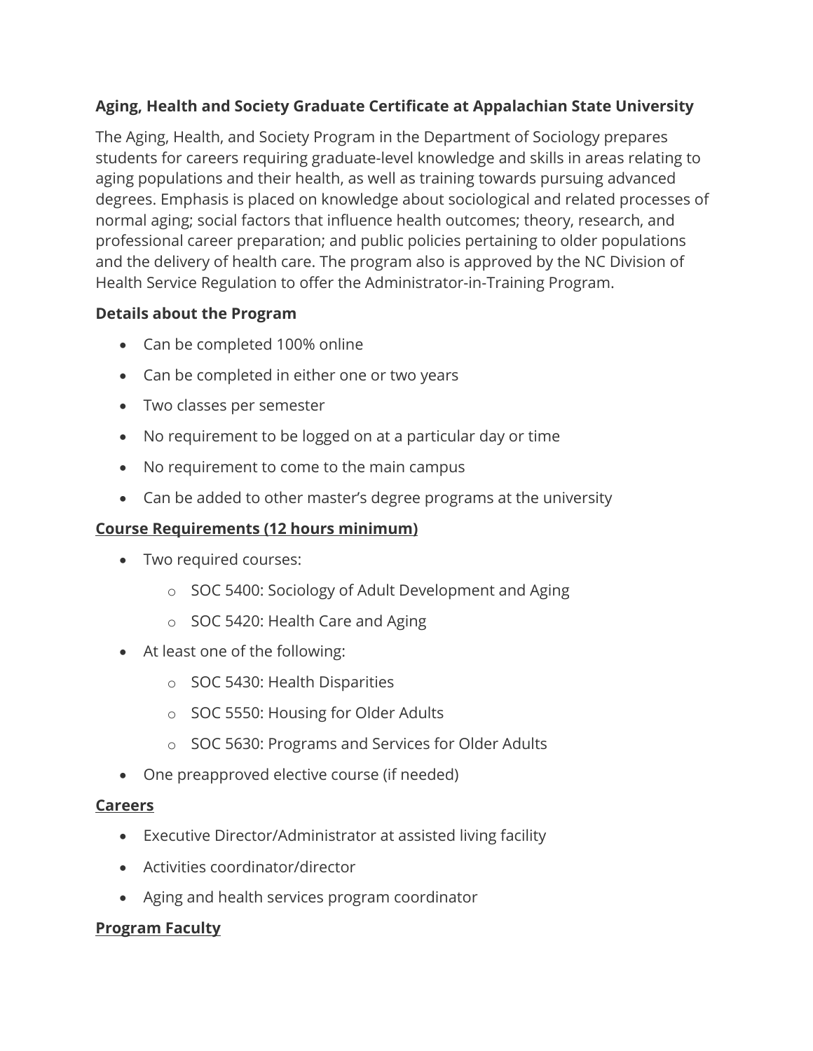**Aging, Health and Society Graduate Certificate at Appalachian State University**

The Aging, Health, and Society Program in the Department of Sociology prepares students for careers requiring graduate-level knowledge and skills in areas relating to aging populations and their health, as well as training towards pursuing advanced degrees. Emphasis is placed on knowledge about sociological and related processes of normal aging; social factors that influence health outcomes; theory, research, and professional career preparation; and public policies pertaining to older populations and the delivery of health care. The program also is approved by the NC Division of Health Service Regulation to offer the Administrator-in-Training Program.

**Details about the Program**

- Can be completed 100% online
- Can be completed in either one or two years
- Two classes per semester
- No requirement to be logged on at a particular day or time
- No requirement to come to the main campus
- Can be added to other master's degree programs at the university

**Course Requirements (12 hours minimum)**

- Two required courses:
  - SOC 5400: Sociology of Adult Development and Aging
  - SOC 5420: Health Care and Aging
- At least one of the following:
  - SOC 5430: Health Disparities
  - SOC 5550: Housing for Older Adults
  - SOC 5630: Programs and Services for Older Adults
- One preapproved elective course (if needed)

**Careers**

- Executive Director/Administrator at assisted living facility
- Activities coordinator/director
- Aging and health services program coordinator

**Program Faculty**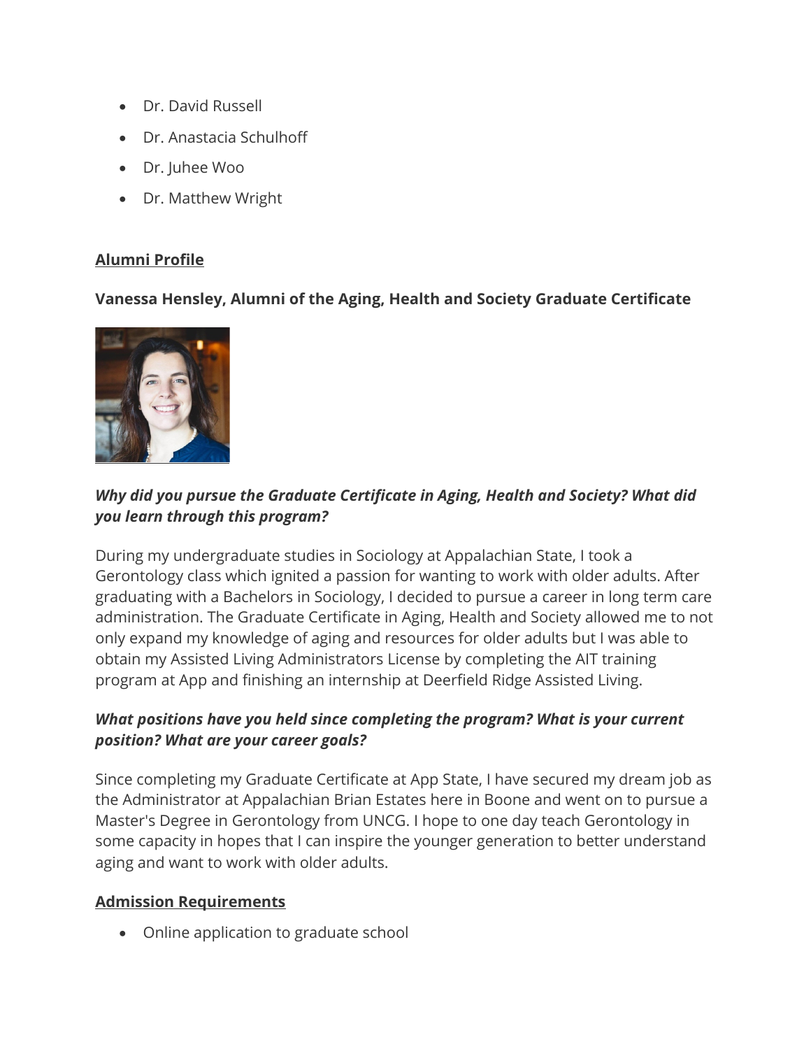- Dr. David Russell
- Dr. Anastacia Schulhoff
- Dr. Juhee Woo
- Dr. Matthew Wright

## Alumni Profile

**Vanessa Hensley, Alumni of the Aging, Health and Society Graduate Certificate**

***Why did you pursue the Graduate Certificate in Aging, Health and Society? What did you learn through this program?***

During my undergraduate studies in Sociology at Appalachian State, I took a Gerontology class which ignited a passion for wanting to work with older adults. After graduating with a Bachelors in Sociology, I decided to pursue a career in long term care administration. The Graduate Certificate in Aging, Health and Society allowed me to not only expand my knowledge of aging and resources for older adults but I was able to obtain my Assisted Living Administrators License by completing the AIT training program at App and finishing an internship at Deerfield Ridge Assisted Living.

***What positions have you held since completing the program? What is your current position? What are your career goals?***

Since completing my Graduate Certificate at App State, I have secured my dream job as the Administrator at Appalachian Brian Estates here in Boone and went on to pursue a Master's Degree in Gerontology from UNCG. I hope to one day teach Gerontology in some capacity in hopes that I can inspire the younger generation to better understand aging and want to work with older adults.

## Admission Requirements

- Online application to graduate school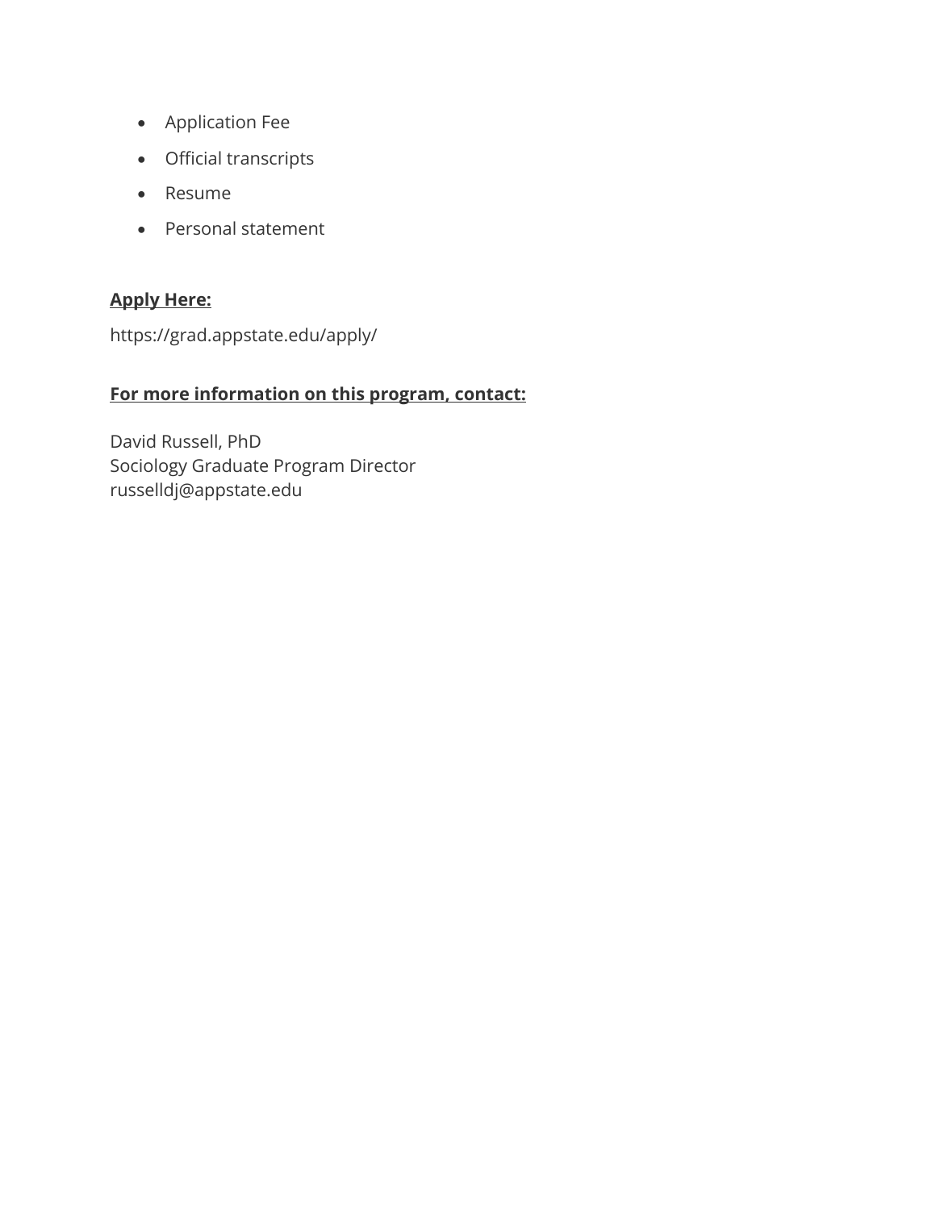- Application Fee
- Official transcripts
- Resume
- Personal statement

**Apply Here:**

https://grad.appstate.edu/apply/

**For more information on this program, contact:**

David Russell, PhD
Sociology Graduate Program Director
russelldj@appstate.edu